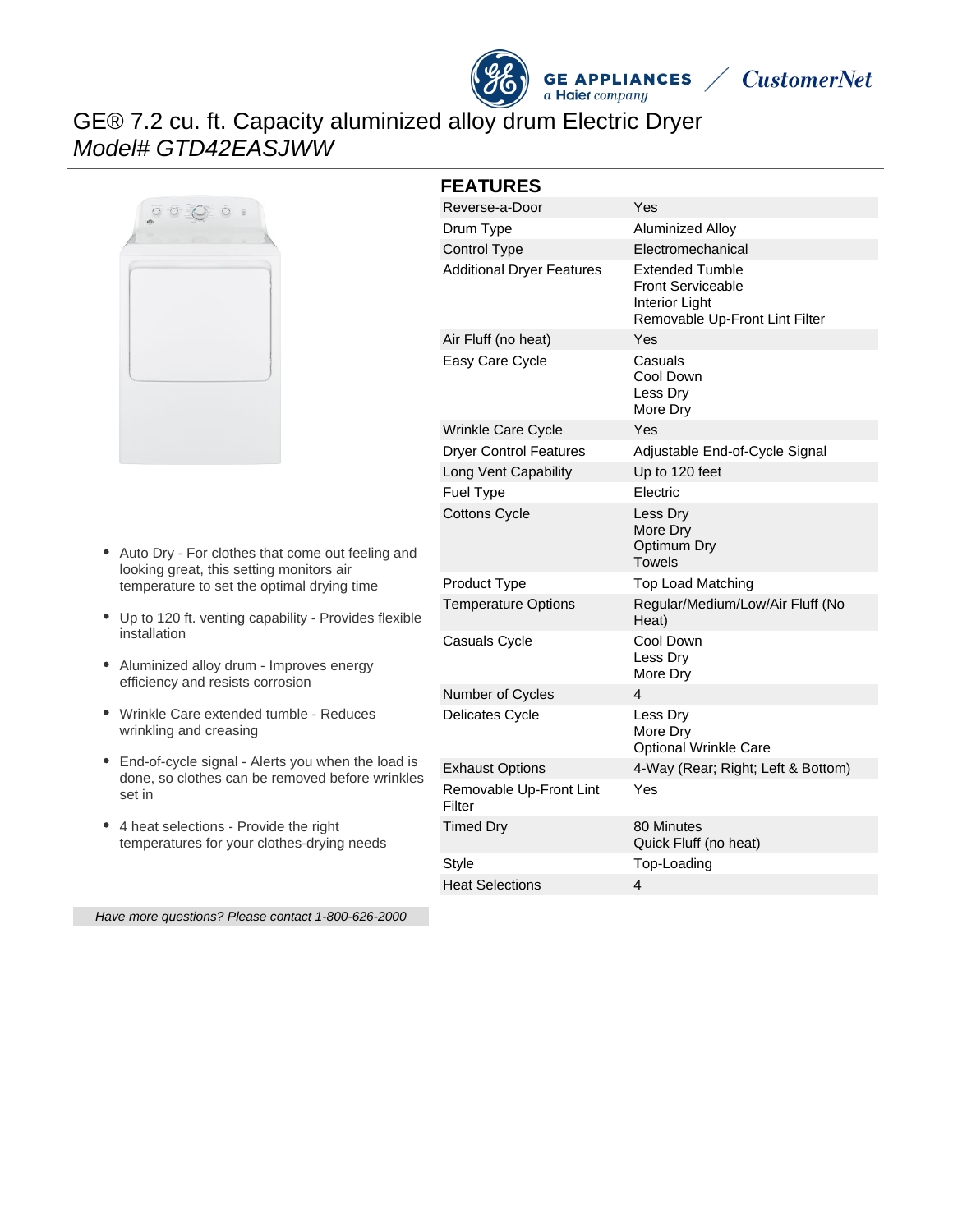# GE® 7.2 cu. ft. Capacity aluminized alloy drum Electric Dryer

*Model# GTD42EASJWW*

- Auto Dry - For clothes that come out feeling and looking great, this setting monitors air temperature to set the optimal drying time
- Up to 120 ft. venting capability - Provides flexible installation
- Aluminized alloy drum - Improves energy efficiency and resists corrosion
- Wrinkle Care extended tumble - Reduces wrinkling and creasing
- End-of-cycle signal - Alerts you when the load is done, so clothes can be removed before wrinkles set in
- 4 heat selections - Provide the right temperatures for your clothes-drying needs

*Have more questions? Please contact 1-800-626-2000*

## FEATURES

| Feature | Value |
|---|---|
| Reverse-a-Door | Yes |
| Drum Type | Aluminized Alloy |
| Control Type | Electromechanical |
| Additional Dryer Features | Extended Tumble<br>Front Serviceable<br>Interior Light<br>Removable Up-Front Lint Filter |
| Air Fluff (no heat) | Yes |
| Easy Care Cycle | Casuals<br>Cool Down<br>Less Dry<br>More Dry |
| Wrinkle Care Cycle | Yes |
| Dryer Control Features | Adjustable End-of-Cycle Signal |
| Long Vent Capability | Up to 120 feet |
| Fuel Type | Electric |
| Cottons Cycle | Less Dry<br>More Dry<br>Optimum Dry<br>Towels |
| Product Type | Top Load Matching |
| Temperature Options | Regular/Medium/Low/Air Fluff (No Heat) |
| Casuals Cycle | Cool Down<br>Less Dry<br>More Dry |
| Number of Cycles | 4 |
| Delicates Cycle | Less Dry<br>More Dry<br>Optional Wrinkle Care |
| Exhaust Options | 4-Way (Rear; Right; Left & Bottom) |
| Removable Up-Front Lint Filter | Yes |
| Timed Dry | 80 Minutes<br>Quick Fluff (no heat) |
| Style | Top-Loading |
| Heat Selections | 4 |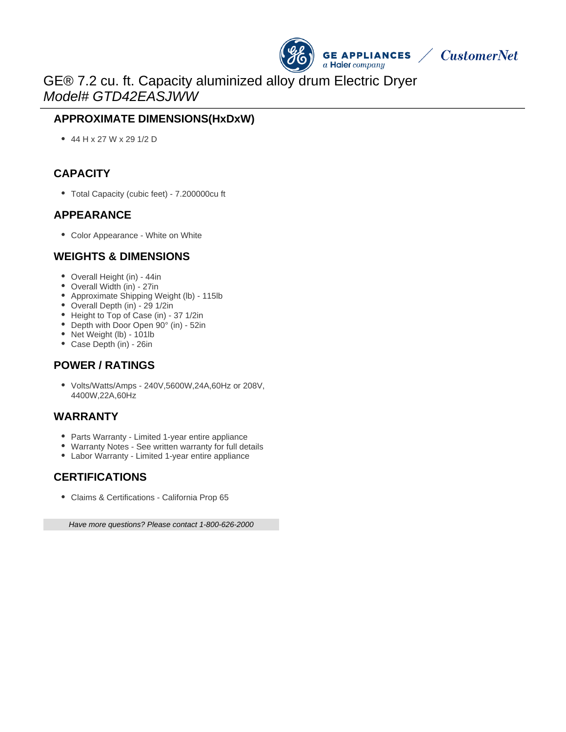# GE® 7.2 cu. ft. Capacity aluminized alloy drum Electric Dryer

*Model# GTD42EASJWW*

## APPROXIMATE DIMENSIONS(HxDxW)

- 44 H x 27 W x 29 1/2 D

## CAPACITY

- Total Capacity (cubic feet) - 7.200000cu ft

## APPEARANCE

- Color Appearance - White on White

## WEIGHTS & DIMENSIONS

- Overall Height (in) - 44in
- Overall Width (in) - 27in
- Approximate Shipping Weight (lb) - 115lb
- Overall Depth (in) - 29 1/2in
- Height to Top of Case (in) - 37 1/2in
- Depth with Door Open 90° (in) - 52in
- Net Weight (lb) - 101lb
- Case Depth (in) - 26in

## POWER / RATINGS

- Volts/Watts/Amps - 240V,5600W,24A,60Hz or 208V, 4400W,22A,60Hz

## WARRANTY

- Parts Warranty - Limited 1-year entire appliance
- Warranty Notes - See written warranty for full details
- Labor Warranty - Limited 1-year entire appliance

## CERTIFICATIONS

- Claims & Certifications - California Prop 65

*Have more questions? Please contact 1-800-626-2000*